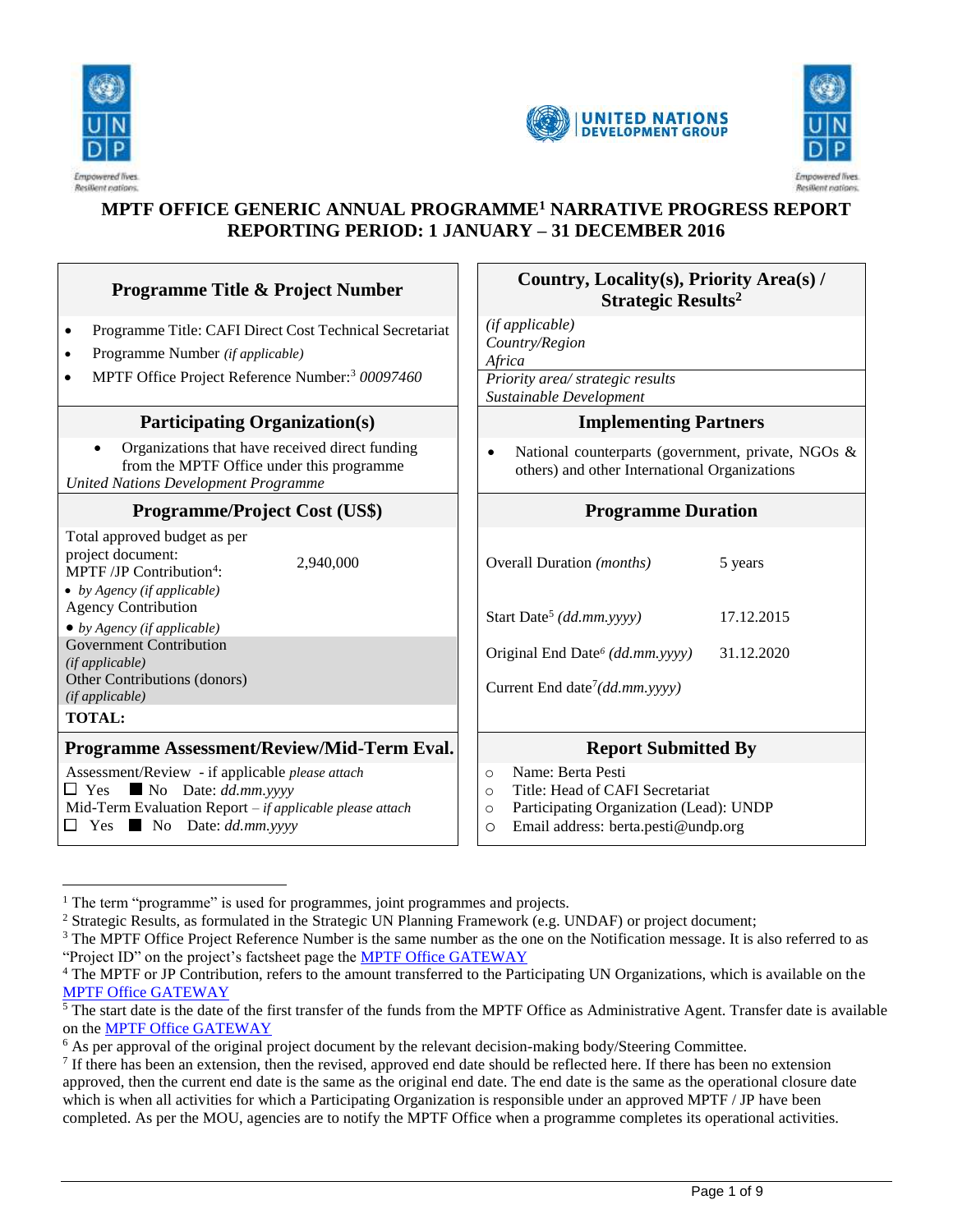# MPTF OFFICE GENERIC ANNUAL PROGRAMME[1] NARRATIVE PROGRESS REPORT
## REPORTING PERIOD: 1 JANUARY – 31 DECEMBER 2016

| Programme Title & Project Number | Country, Locality(s), Priority Area(s) / Strategic Results[2] |
|---|---|
| • Programme Title: CAFI Direct Cost Technical Secretariat<br>• Programme Number *(if applicable)*<br>• MPTF Office Project Reference Number:[3] *00097460* | *(if applicable)*<br>*Country/Region*<br>*Africa*<br>*Priority area/ strategic results*<br>*Sustainable Development* |
| **Participating Organization(s)** | **Implementing Partners** |
| • Organizations that have received direct funding from the MPTF Office under this programme<br>*United Nations Development Programme* | • National counterparts (government, private, NGOs & others) and other International Organizations |
| **Programme/Project Cost (US$)** | **Programme Duration** |
| Total approved budget as per project document: MPTF /JP Contribution[4]: 2,940,000<br>• *by Agency (if applicable)*<br>Agency Contribution<br>• *by Agency (if applicable)*<br>Government Contribution *(if applicable)*<br>Other Contributions (donors) *(if applicable)*<br>**TOTAL:** | Overall Duration *(months)*: 5 years<br>Start Date[5] *(dd.mm.yyyy)*: 17.12.2015<br>Original End Date[6] *(dd.mm.yyyy)*: 31.12.2020<br>Current End date[7] *(dd.mm.yyyy)*: |
| **Programme Assessment/Review/Mid-Term Eval.** | **Report Submitted By** |
| Assessment/Review - if applicable *please attach*<br>☐ Yes ■ No Date: *dd.mm.yyyy*<br>Mid-Term Evaluation Report – *if applicable please attach*<br>☐ Yes ■ No Date: *dd.mm.yyyy* | ○ Name: Berta Pesti<br>○ Title: Head of CAFI Secretariat<br>○ Participating Organization (Lead): UNDP<br>○ Email address: berta.pesti@undp.org |

---

[1] The term "programme" is used for programmes, joint programmes and projects.

[2] Strategic Results, as formulated in the Strategic UN Planning Framework (e.g. UNDAF) or project document;

[3] The MPTF Office Project Reference Number is the same number as the one on the Notification message. It is also referred to as "Project ID" on the project's factsheet page the MPTF Office GATEWAY

[4] The MPTF or JP Contribution, refers to the amount transferred to the Participating UN Organizations, which is available on the MPTF Office GATEWAY

[5] The start date is the date of the first transfer of the funds from the MPTF Office as Administrative Agent. Transfer date is available on the MPTF Office GATEWAY

[6] As per approval of the original project document by the relevant decision-making body/Steering Committee.

[7] If there has been an extension, then the revised, approved end date should be reflected here. If there has been no extension approved, then the current end date is the same as the original end date. The end date is the same as the operational closure date which is when all activities for which a Participating Organization is responsible under an approved MPTF / JP have been completed. As per the MOU, agencies are to notify the MPTF Office when a programme completes its operational activities.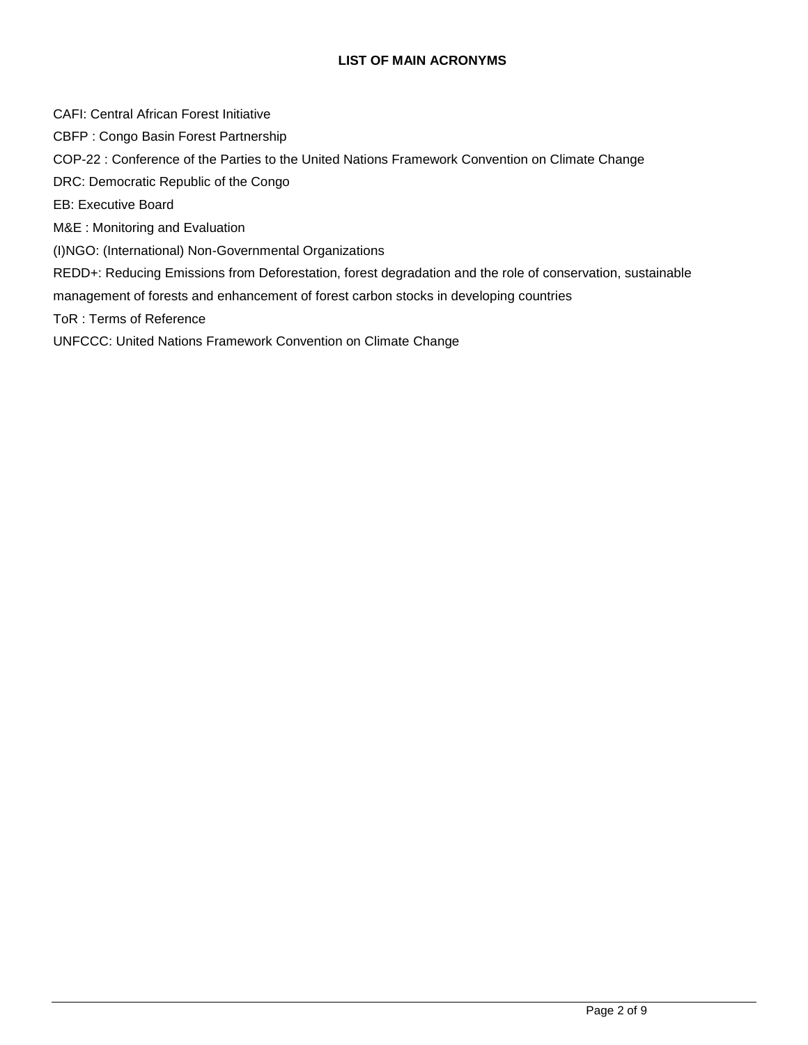**LIST OF MAIN ACRONYMS**

CAFI: Central African Forest Initiative

CBFP : Congo Basin Forest Partnership

COP-22 : Conference of the Parties to the United Nations Framework Convention on Climate Change

DRC: Democratic Republic of the Congo

EB: Executive Board

M&E : Monitoring and Evaluation

(I)NGO: (International) Non-Governmental Organizations

REDD+: Reducing Emissions from Deforestation, forest degradation and the role of conservation, sustainable management of forests and enhancement of forest carbon stocks in developing countries

ToR : Terms of Reference

UNFCCC: United Nations Framework Convention on Climate Change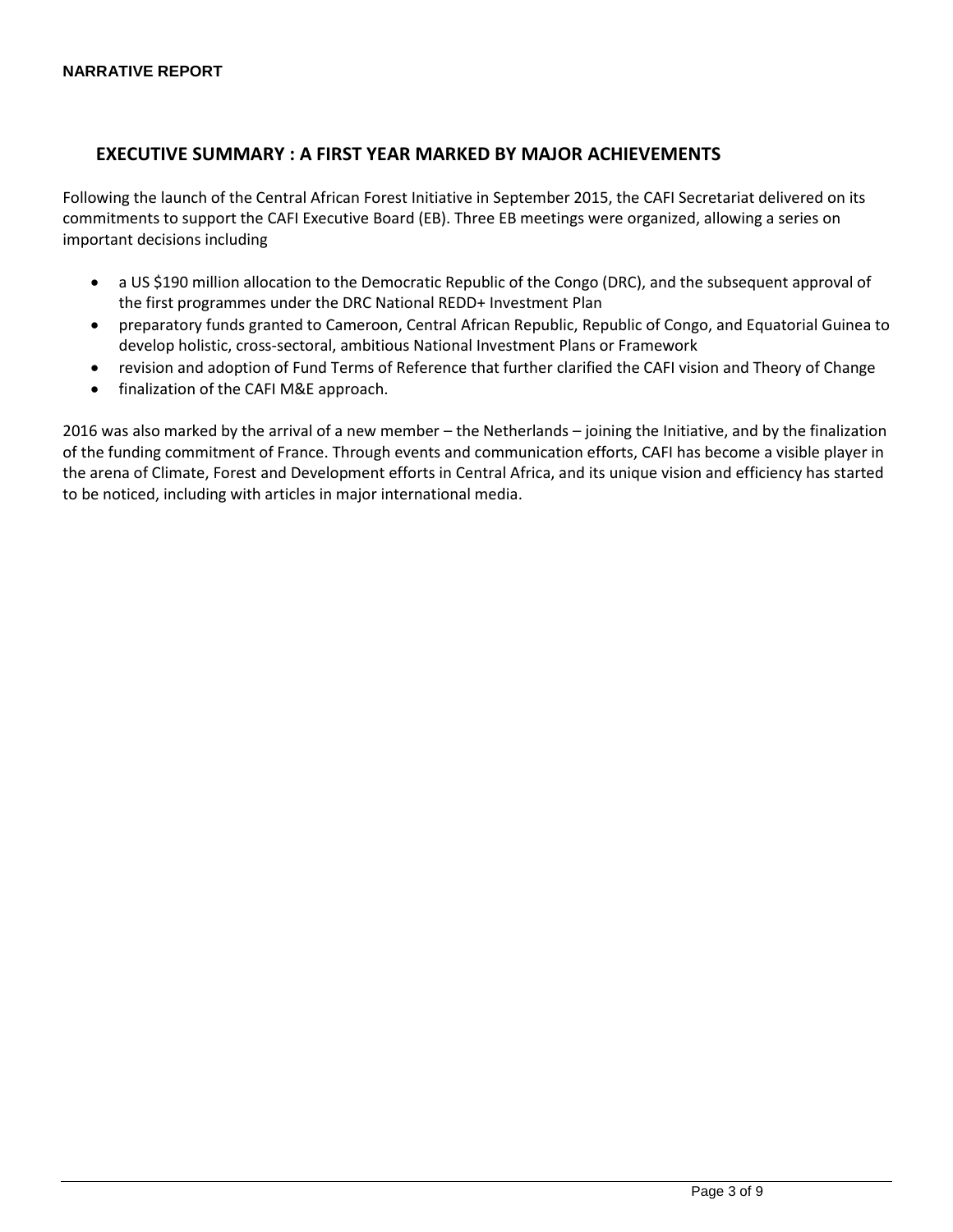**NARRATIVE REPORT**

## EXECUTIVE SUMMARY : A FIRST YEAR MARKED BY MAJOR ACHIEVEMENTS

Following the launch of the Central African Forest Initiative in September 2015, the CAFI Secretariat delivered on its commitments to support the CAFI Executive Board (EB). Three EB meetings were organized, allowing a series on important decisions including

- a US $190 million allocation to the Democratic Republic of the Congo (DRC), and the subsequent approval of the first programmes under the DRC National REDD+ Investment Plan
- preparatory funds granted to Cameroon, Central African Republic, Republic of Congo, and Equatorial Guinea to develop holistic, cross-sectoral, ambitious National Investment Plans or Framework
- revision and adoption of Fund Terms of Reference that further clarified the CAFI vision and Theory of Change
- finalization of the CAFI M&E approach.

2016 was also marked by the arrival of a new member – the Netherlands – joining the Initiative, and by the finalization of the funding commitment of France. Through events and communication efforts, CAFI has become a visible player in the arena of Climate, Forest and Development efforts in Central Africa, and its unique vision and efficiency has started to be noticed, including with articles in major international media.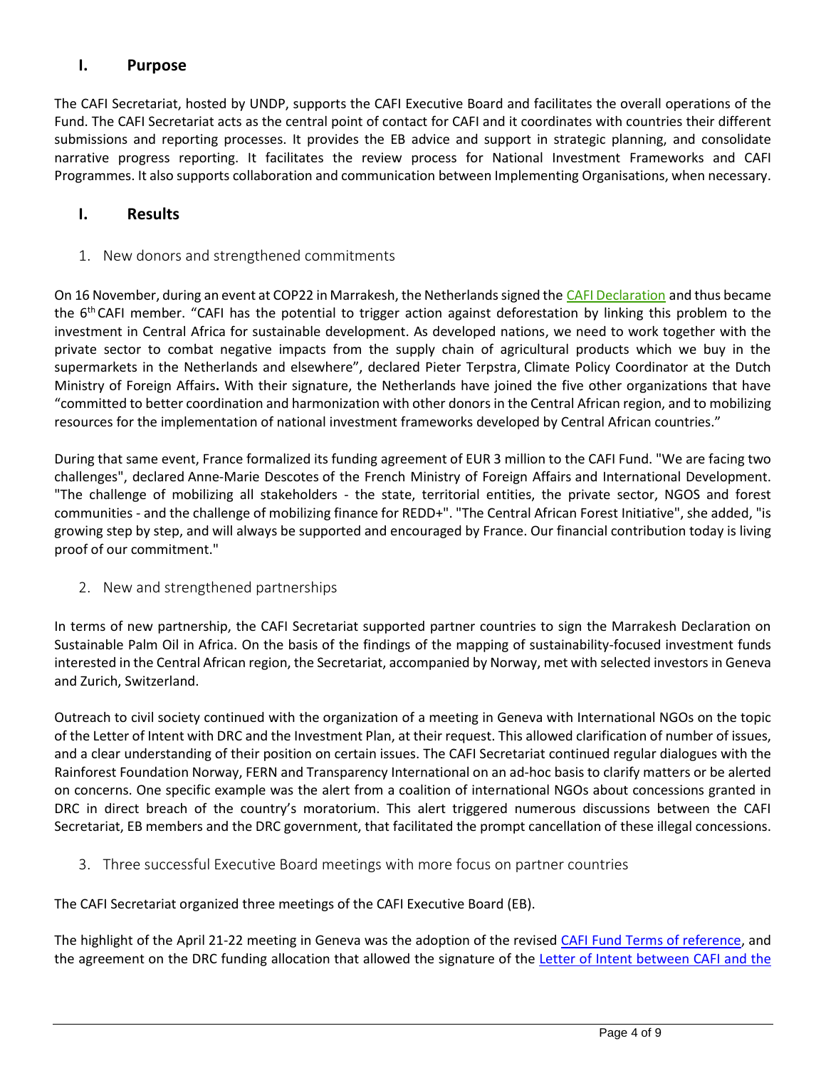## I. Purpose

The CAFI Secretariat, hosted by UNDP, supports the CAFI Executive Board and facilitates the overall operations of the Fund. The CAFI Secretariat acts as the central point of contact for CAFI and it coordinates with countries their different submissions and reporting processes. It provides the EB advice and support in strategic planning, and consolidate narrative progress reporting. It facilitates the review process for National Investment Frameworks and CAFI Programmes. It also supports collaboration and communication between Implementing Organisations, when necessary.

## I. Results

### 1. New donors and strengthened commitments

On 16 November, during an event at COP22 in Marrakesh, the Netherlands signed the CAFI Declaration and thus became the 6th CAFI member. "CAFI has the potential to trigger action against deforestation by linking this problem to the investment in Central Africa for sustainable development. As developed nations, we need to work together with the private sector to combat negative impacts from the supply chain of agricultural products which we buy in the supermarkets in the Netherlands and elsewhere", declared Pieter Terpstra, Climate Policy Coordinator at the Dutch Ministry of Foreign Affairs**.** With their signature, the Netherlands have joined the five other organizations that have "committed to better coordination and harmonization with other donors in the Central African region, and to mobilizing resources for the implementation of national investment frameworks developed by Central African countries."

During that same event, France formalized its funding agreement of EUR 3 million to the CAFI Fund. "We are facing two challenges", declared Anne-Marie Descotes of the French Ministry of Foreign Affairs and International Development. "The challenge of mobilizing all stakeholders - the state, territorial entities, the private sector, NGOS and forest communities - and the challenge of mobilizing finance for REDD+". "The Central African Forest Initiative", she added, "is growing step by step, and will always be supported and encouraged by France. Our financial contribution today is living proof of our commitment."

### 2. New and strengthened partnerships

In terms of new partnership, the CAFI Secretariat supported partner countries to sign the Marrakesh Declaration on Sustainable Palm Oil in Africa. On the basis of the findings of the mapping of sustainability-focused investment funds interested in the Central African region, the Secretariat, accompanied by Norway, met with selected investors in Geneva and Zurich, Switzerland.

Outreach to civil society continued with the organization of a meeting in Geneva with International NGOs on the topic of the Letter of Intent with DRC and the Investment Plan, at their request. This allowed clarification of number of issues, and a clear understanding of their position on certain issues. The CAFI Secretariat continued regular dialogues with the Rainforest Foundation Norway, FERN and Transparency International on an ad-hoc basis to clarify matters or be alerted on concerns. One specific example was the alert from a coalition of international NGOs about concessions granted in DRC in direct breach of the country's moratorium. This alert triggered numerous discussions between the CAFI Secretariat, EB members and the DRC government, that facilitated the prompt cancellation of these illegal concessions.

### 3. Three successful Executive Board meetings with more focus on partner countries

The CAFI Secretariat organized three meetings of the CAFI Executive Board (EB).

The highlight of the April 21-22 meeting in Geneva was the adoption of the revised CAFI Fund Terms of reference, and the agreement on the DRC funding allocation that allowed the signature of the Letter of Intent between CAFI and the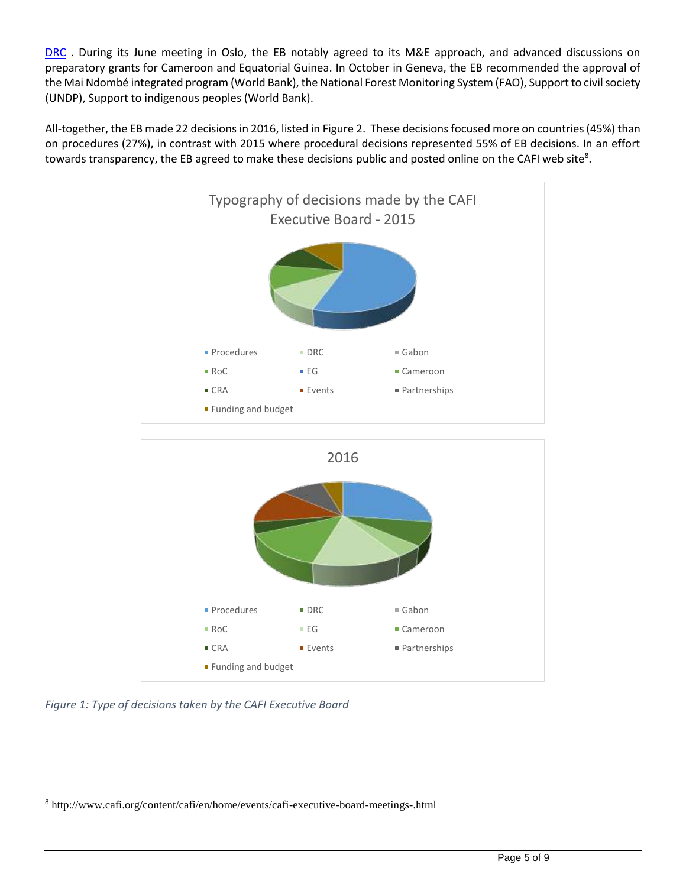DRC . During its June meeting in Oslo, the EB notably agreed to its M&E approach, and advanced discussions on preparatory grants for Cameroon and Equatorial Guinea. In October in Geneva, the EB recommended the approval of the Mai Ndombé integrated program (World Bank), the National Forest Monitoring System (FAO), Support to civil society (UNDP), Support to indigenous peoples (World Bank).

All-together, the EB made 22 decisions in 2016, listed in Figure 2. These decisions focused more on countries (45%) than on procedures (27%), in contrast with 2015 where procedural decisions represented 55% of EB decisions. In an effort towards transparency, the EB agreed to make these decisions public and posted online on the CAFI web site[8].

Typography of decisions made by the CAFI Executive Board - 2015

Procedures, DRC, Gabon, RoC, EG, Cameroon, CRA, Events, Partnerships, Funding and budget

2016

Procedures, DRC, Gabon, RoC, EG, Cameroon, CRA, Events, Partnerships, Funding and budget

*Figure 1: Type of decisions taken by the CAFI Executive Board*

[8] http://www.cafi.org/content/cafi/en/home/events/cafi-executive-board-meetings-.html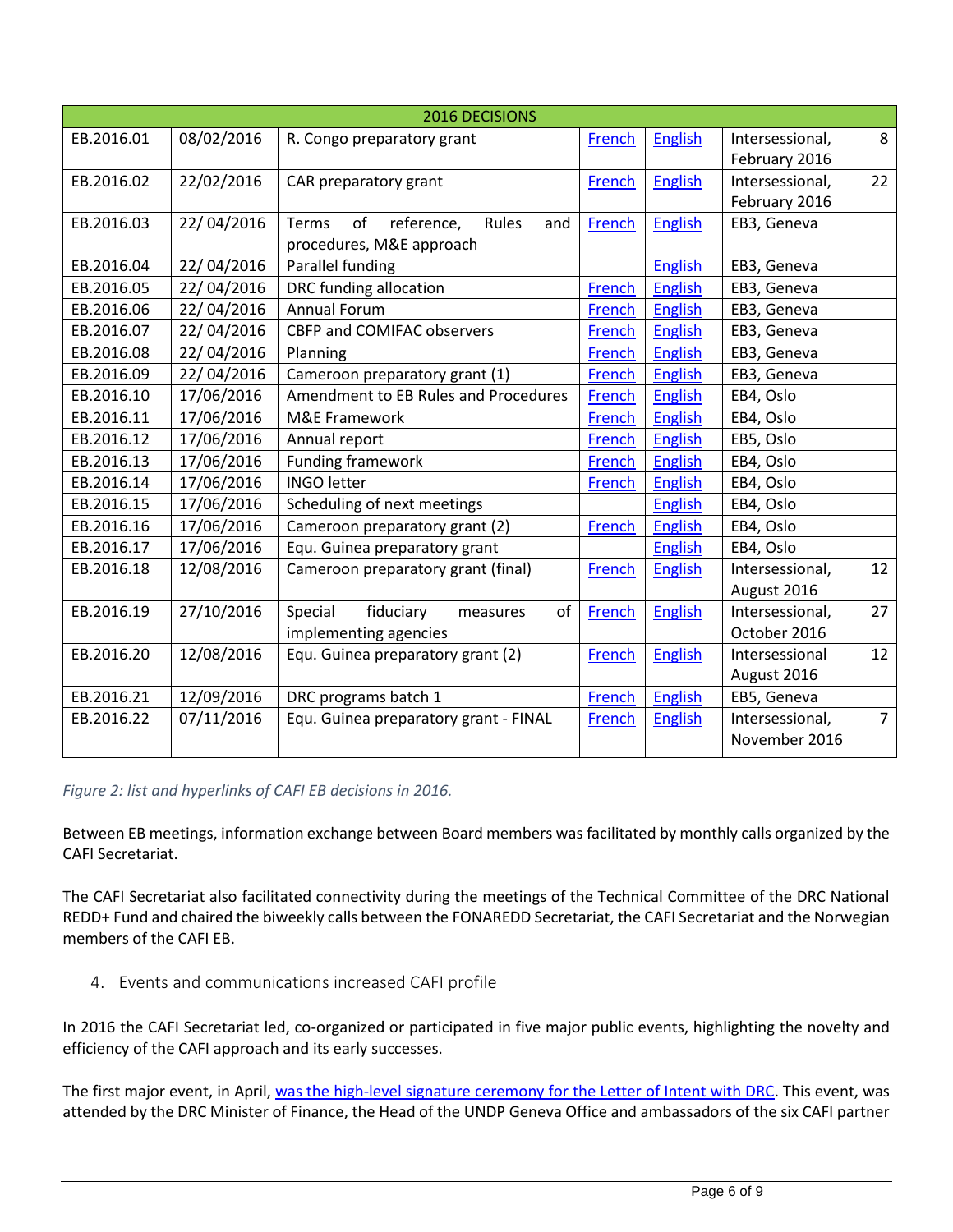| 2016 DECISIONS | | | | | |
|---|---|---|---|---|---|
| EB.2016.01 | 08/02/2016 | R. Congo preparatory grant | French | English | Intersessional, 8 February 2016 |
| EB.2016.02 | 22/02/2016 | CAR preparatory grant | French | English | Intersessional, 22 February 2016 |
| EB.2016.03 | 22/ 04/2016 | Terms of reference, Rules and procedures, M&E approach | French | English | EB3, Geneva |
| EB.2016.04 | 22/ 04/2016 | Parallel funding | | English | EB3, Geneva |
| EB.2016.05 | 22/ 04/2016 | DRC funding allocation | French | English | EB3, Geneva |
| EB.2016.06 | 22/ 04/2016 | Annual Forum | French | English | EB3, Geneva |
| EB.2016.07 | 22/ 04/2016 | CBFP and COMIFAC observers | French | English | EB3, Geneva |
| EB.2016.08 | 22/ 04/2016 | Planning | French | English | EB3, Geneva |
| EB.2016.09 | 22/ 04/2016 | Cameroon preparatory grant (1) | French | English | EB3, Geneva |
| EB.2016.10 | 17/06/2016 | Amendment to EB Rules and Procedures | French | English | EB4, Oslo |
| EB.2016.11 | 17/06/2016 | M&E Framework | French | English | EB4, Oslo |
| EB.2016.12 | 17/06/2016 | Annual report | French | English | EB5, Oslo |
| EB.2016.13 | 17/06/2016 | Funding framework | French | English | EB4, Oslo |
| EB.2016.14 | 17/06/2016 | INGO letter | French | English | EB4, Oslo |
| EB.2016.15 | 17/06/2016 | Scheduling of next meetings | | English | EB4, Oslo |
| EB.2016.16 | 17/06/2016 | Cameroon preparatory grant (2) | French | English | EB4, Oslo |
| EB.2016.17 | 17/06/2016 | Equ. Guinea preparatory grant | | English | EB4, Oslo |
| EB.2016.18 | 12/08/2016 | Cameroon preparatory grant (final) | French | English | Intersessional, 12 August 2016 |
| EB.2016.19 | 27/10/2016 | Special fiduciary measures of implementing agencies | French | English | Intersessional, 27 October 2016 |
| EB.2016.20 | 12/08/2016 | Equ. Guinea preparatory grant (2) | French | English | Intersessional 12 August 2016 |
| EB.2016.21 | 12/09/2016 | DRC programs batch 1 | French | English | EB5, Geneva |
| EB.2016.22 | 07/11/2016 | Equ. Guinea preparatory grant - FINAL | French | English | Intersessional, 7 November 2016 |

*Figure 2: list and hyperlinks of CAFI EB decisions in 2016.*

Between EB meetings, information exchange between Board members was facilitated by monthly calls organized by the CAFI Secretariat.

The CAFI Secretariat also facilitated connectivity during the meetings of the Technical Committee of the DRC National REDD+ Fund and chaired the biweekly calls between the FONAREDD Secretariat, the CAFI Secretariat and the Norwegian members of the CAFI EB.

## 4. Events and communications increased CAFI profile

In 2016 the CAFI Secretariat led, co-organized or participated in five major public events, highlighting the novelty and efficiency of the CAFI approach and its early successes.

The first major event, in April, was the high-level signature ceremony for the Letter of Intent with DRC. This event, was attended by the DRC Minister of Finance, the Head of the UNDP Geneva Office and ambassadors of the six CAFI partner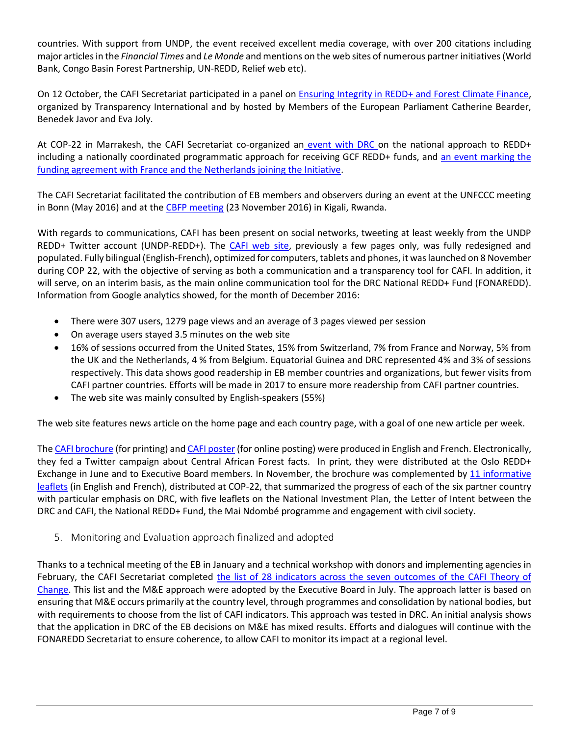countries. With support from UNDP, the event received excellent media coverage, with over 200 citations including major articles in the *Financial Times* and *Le Monde* and mentions on the web sites of numerous partner initiatives (World Bank, Congo Basin Forest Partnership, UN-REDD, Relief web etc).

On 12 October, the CAFI Secretariat participated in a panel on Ensuring Integrity in REDD+ and Forest Climate Finance, organized by Transparency International and by hosted by Members of the European Parliament Catherine Bearder, Benedek Javor and Eva Joly.

At COP-22 in Marrakesh, the CAFI Secretariat co-organized an event with DRC on the national approach to REDD+ including a nationally coordinated programmatic approach for receiving GCF REDD+ funds, and an event marking the funding agreement with France and the Netherlands joining the Initiative.

The CAFI Secretariat facilitated the contribution of EB members and observers during an event at the UNFCCC meeting in Bonn (May 2016) and at the CBFP meeting (23 November 2016) in Kigali, Rwanda.

With regards to communications, CAFI has been present on social networks, tweeting at least weekly from the UNDP REDD+ Twitter account (UNDP-REDD+). The CAFI web site, previously a few pages only, was fully redesigned and populated. Fully bilingual (English-French), optimized for computers, tablets and phones, it was launched on 8 November during COP 22, with the objective of serving as both a communication and a transparency tool for CAFI. In addition, it will serve, on an interim basis, as the main online communication tool for the DRC National REDD+ Fund (FONAREDD). Information from Google analytics showed, for the month of December 2016:

- There were 307 users, 1279 page views and an average of 3 pages viewed per session
- On average users stayed 3.5 minutes on the web site
- 16% of sessions occurred from the United States, 15% from Switzerland, 7% from France and Norway, 5% from the UK and the Netherlands, 4 % from Belgium. Equatorial Guinea and DRC represented 4% and 3% of sessions respectively. This data shows good readership in EB member countries and organizations, but fewer visits from CAFI partner countries. Efforts will be made in 2017 to ensure more readership from CAFI partner countries.
- The web site was mainly consulted by English-speakers (55%)

The web site features news article on the home page and each country page, with a goal of one new article per week.

The CAFI brochure (for printing) and CAFI poster (for online posting) were produced in English and French. Electronically, they fed a Twitter campaign about Central African Forest facts. In print, they were distributed at the Oslo REDD+ Exchange in June and to Executive Board members. In November, the brochure was complemented by 11 informative leaflets (in English and French), distributed at COP-22, that summarized the progress of each of the six partner country with particular emphasis on DRC, with five leaflets on the National Investment Plan, the Letter of Intent between the DRC and CAFI, the National REDD+ Fund, the Mai Ndombé programme and engagement with civil society.

## 5. Monitoring and Evaluation approach finalized and adopted

Thanks to a technical meeting of the EB in January and a technical workshop with donors and implementing agencies in February, the CAFI Secretariat completed the list of 28 indicators across the seven outcomes of the CAFI Theory of Change. This list and the M&E approach were adopted by the Executive Board in July. The approach latter is based on ensuring that M&E occurs primarily at the country level, through programmes and consolidation by national bodies, but with requirements to choose from the list of CAFI indicators. This approach was tested in DRC. An initial analysis shows that the application in DRC of the EB decisions on M&E has mixed results. Efforts and dialogues will continue with the FONAREDD Secretariat to ensure coherence, to allow CAFI to monitor its impact at a regional level.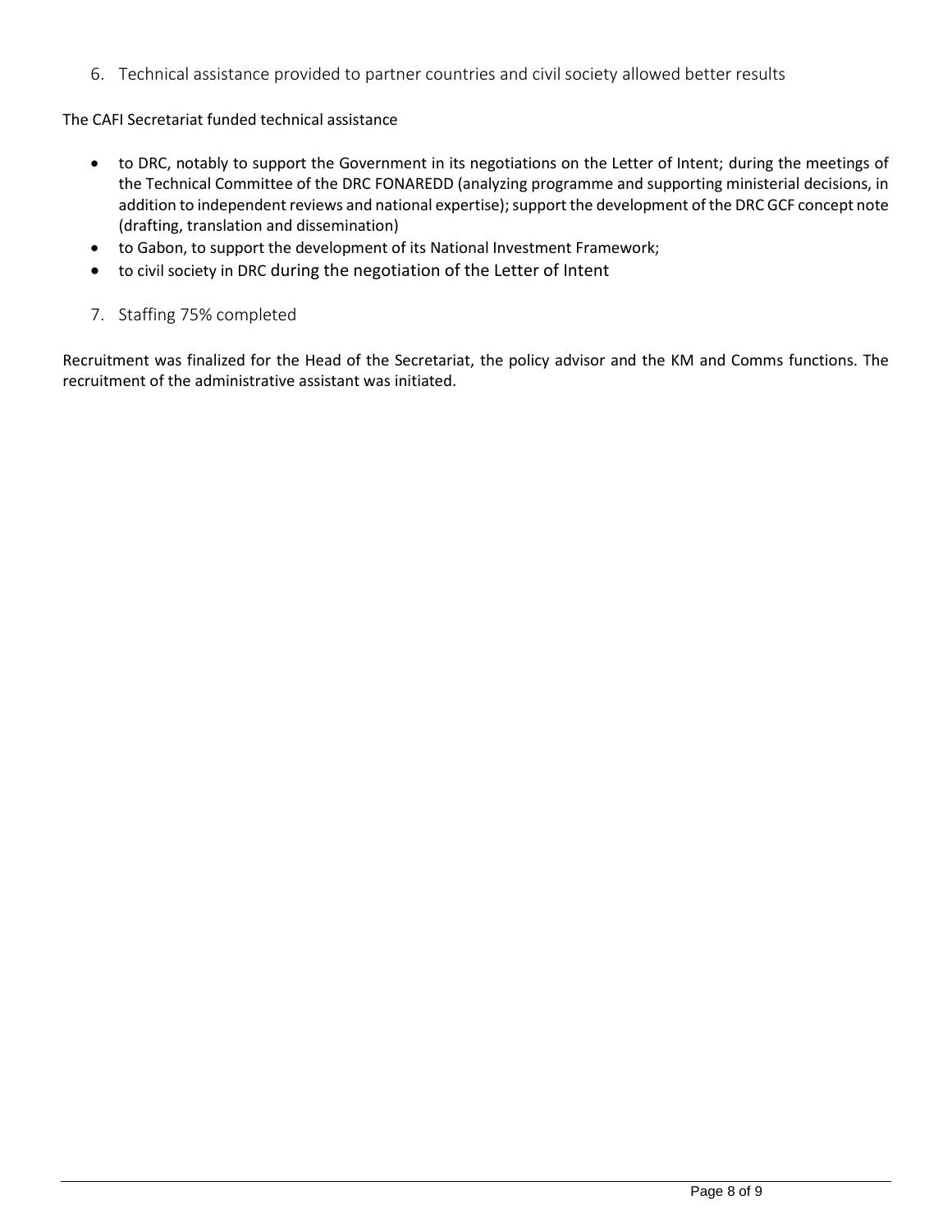## 6. Technical assistance provided to partner countries and civil society allowed better results

The CAFI Secretariat funded technical assistance

- to DRC, notably to support the Government in its negotiations on the Letter of Intent; during the meetings of the Technical Committee of the DRC FONAREDD (analyzing programme and supporting ministerial decisions, in addition to independent reviews and national expertise); support the development of the DRC GCF concept note (drafting, translation and dissemination)
- to Gabon, to support the development of its National Investment Framework;
- to civil society in DRC during the negotiation of the Letter of Intent

## 7. Staffing 75% completed

Recruitment was finalized for the Head of the Secretariat, the policy advisor and the KM and Comms functions. The recruitment of the administrative assistant was initiated.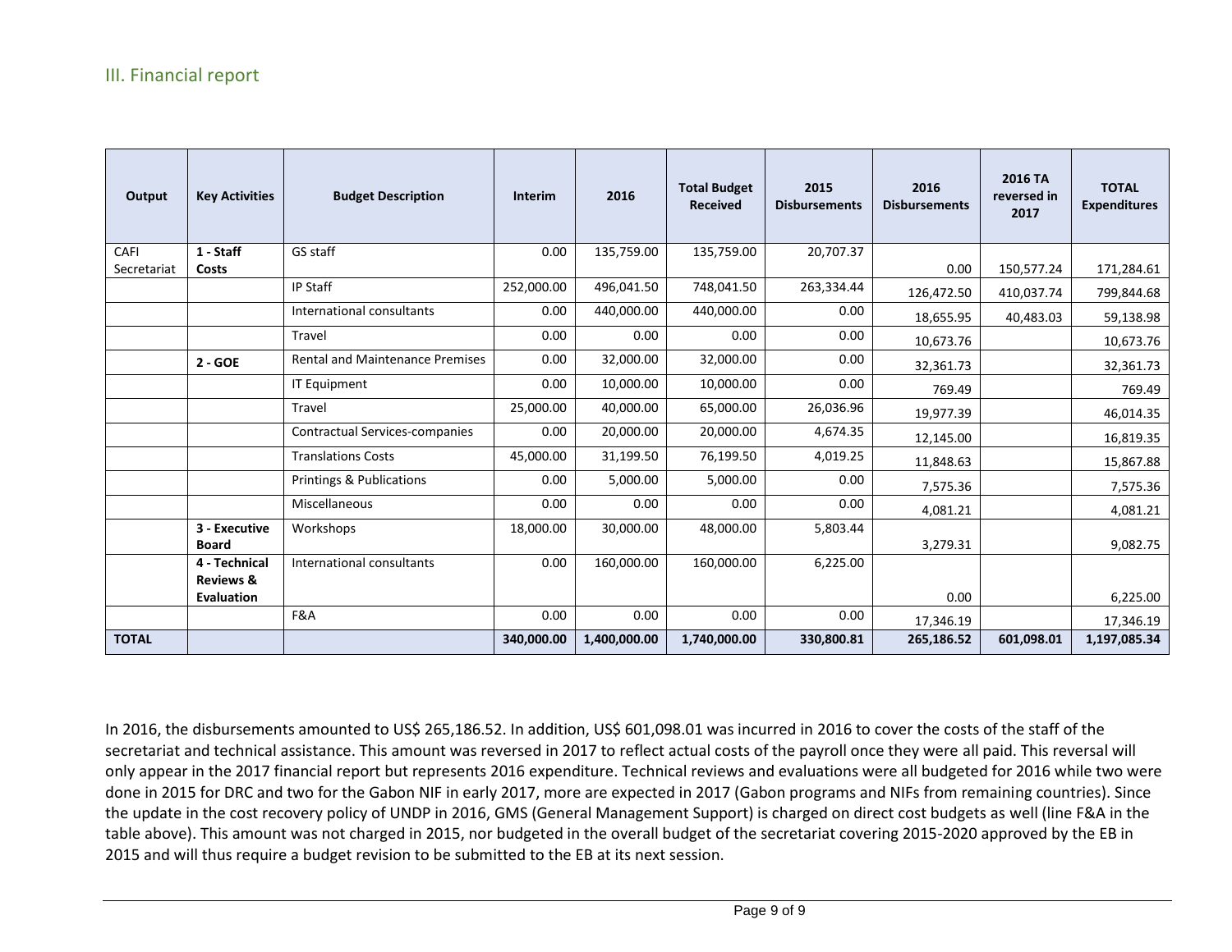## III. Financial report

| Output | Key Activities | Budget Description | Interim | 2016 | Total Budget Received | 2015 Disbursements | 2016 Disbursements | 2016 TA reversed in 2017 | TOTAL Expenditures |
|---|---|---|---|---|---|---|---|---|---|
| CAFI Secretariat | **1 - Staff Costs** | GS staff | 0.00 | 135,759.00 | 135,759.00 | 20,707.37 | 0.00 | 150,577.24 | 171,284.61 |
| | | IP Staff | 252,000.00 | 496,041.50 | 748,041.50 | 263,334.44 | 126,472.50 | 410,037.74 | 799,844.68 |
| | | International consultants | 0.00 | 440,000.00 | 440,000.00 | 0.00 | 18,655.95 | 40,483.03 | 59,138.98 |
| | | Travel | 0.00 | 0.00 | 0.00 | 0.00 | 10,673.76 | | 10,673.76 |
| | **2 - GOE** | Rental and Maintenance Premises | 0.00 | 32,000.00 | 32,000.00 | 0.00 | 32,361.73 | | 32,361.73 |
| | | IT Equipment | 0.00 | 10,000.00 | 10,000.00 | 0.00 | 769.49 | | 769.49 |
| | | Travel | 25,000.00 | 40,000.00 | 65,000.00 | 26,036.96 | 19,977.39 | | 46,014.35 |
| | | Contractual Services-companies | 0.00 | 20,000.00 | 20,000.00 | 4,674.35 | 12,145.00 | | 16,819.35 |
| | | Translations Costs | 45,000.00 | 31,199.50 | 76,199.50 | 4,019.25 | 11,848.63 | | 15,867.88 |
| | | Printings & Publications | 0.00 | 5,000.00 | 5,000.00 | 0.00 | 7,575.36 | | 7,575.36 |
| | | Miscellaneous | 0.00 | 0.00 | 0.00 | 0.00 | 4,081.21 | | 4,081.21 |
| | **3 - Executive Board** | Workshops | 18,000.00 | 30,000.00 | 48,000.00 | 5,803.44 | 3,279.31 | | 9,082.75 |
| | **4 - Technical Reviews & Evaluation** | International consultants | 0.00 | 160,000.00 | 160,000.00 | 6,225.00 | 0.00 | | 6,225.00 |
| | | F&A | 0.00 | 0.00 | 0.00 | 0.00 | 17,346.19 | | 17,346.19 |
| **TOTAL** | | | **340,000.00** | **1,400,000.00** | **1,740,000.00** | **330,800.81** | **265,186.52** | **601,098.01** | **1,197,085.34** |

In 2016, the disbursements amounted to US$ 265,186.52. In addition, US$ 601,098.01 was incurred in 2016 to cover the costs of the staff of the secretariat and technical assistance. This amount was reversed in 2017 to reflect actual costs of the payroll once they were all paid. This reversal will only appear in the 2017 financial report but represents 2016 expenditure. Technical reviews and evaluations were all budgeted for 2016 while two were done in 2015 for DRC and two for the Gabon NIF in early 2017, more are expected in 2017 (Gabon programs and NIFs from remaining countries). Since the update in the cost recovery policy of UNDP in 2016, GMS (General Management Support) is charged on direct cost budgets as well (line F&A in the table above). This amount was not charged in 2015, nor budgeted in the overall budget of the secretariat covering 2015-2020 approved by the EB in 2015 and will thus require a budget revision to be submitted to the EB at its next session.